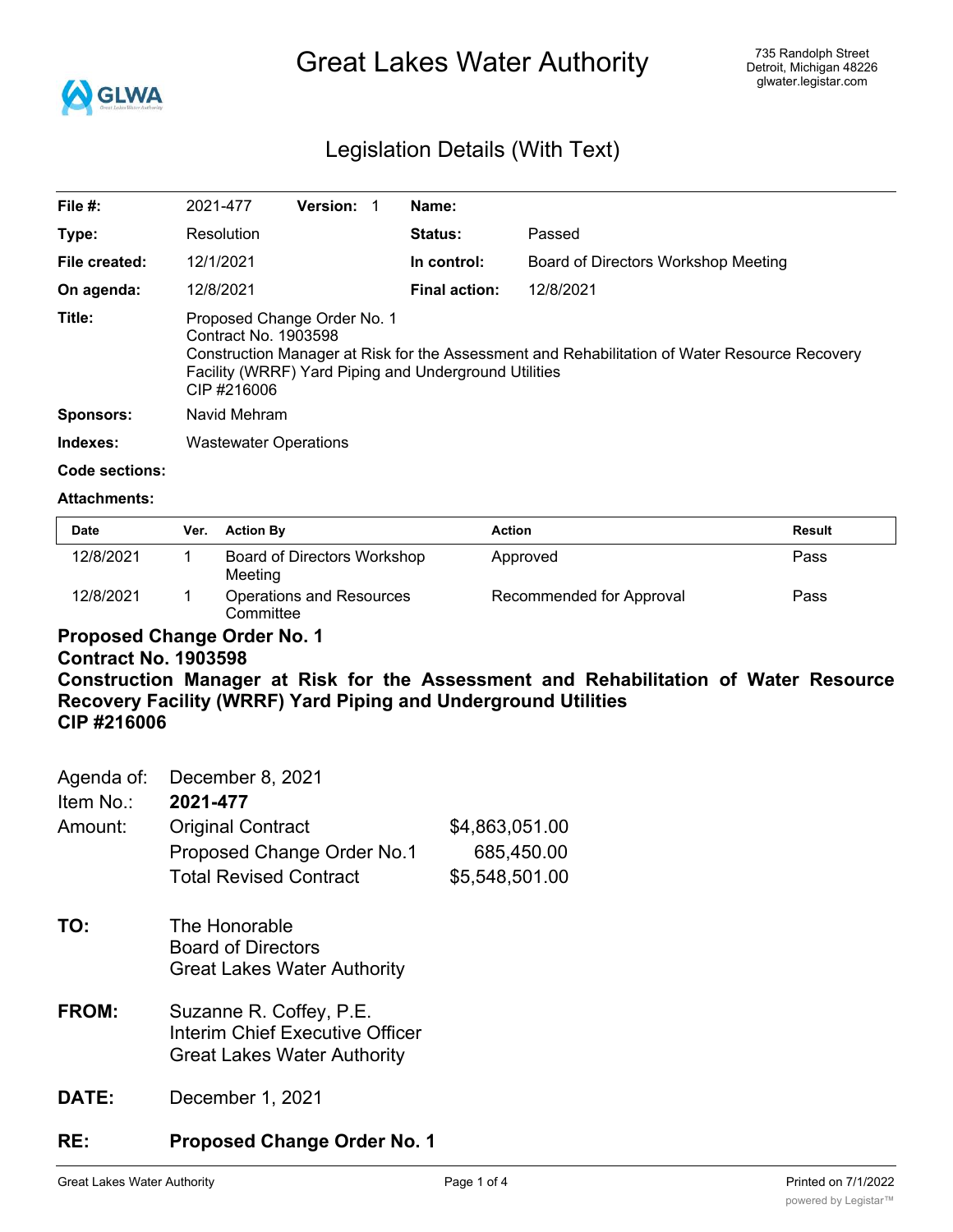# Great Lakes Water Authority

735 Randolph Street
Detroit, Michigan 48226
glwater.legistar.com

## Legislation Details (With Text)

| | | | |
|---|---|---|---|
| **File #:** | 2021-477 **Version:** 1 | **Name:** | |
| **Type:** | Resolution | **Status:** | Passed |
| **File created:** | 12/1/2021 | **In control:** | Board of Directors Workshop Meeting |
| **On agenda:** | 12/8/2021 | **Final action:** | 12/8/2021 |

**Title:** Proposed Change Order No. 1
Contract No. 1903598
Construction Manager at Risk for the Assessment and Rehabilitation of Water Resource Recovery Facility (WRRF) Yard Piping and Underground Utilities
CIP #216006

**Sponsors:** Navid Mehram

**Indexes:** Wastewater Operations

**Code sections:**

**Attachments:**

| Date | Ver. | Action By | Action | Result |
|---|---|---|---|---|
| 12/8/2021 | 1 | Board of Directors Workshop Meeting | Approved | Pass |
| 12/8/2021 | 1 | Operations and Resources Committee | Recommended for Approval | Pass |

**Proposed Change Order No. 1**
**Contract No. 1903598**
**Construction Manager at Risk for the Assessment and Rehabilitation of Water Resource Recovery Facility (WRRF) Yard Piping and Underground Utilities**
**CIP #216006**

| | | |
|---|---|---|
| Agenda of: | December 8, 2021 | |
| Item No.: | **2021-477** | |
| Amount: | Original Contract | $4,863,051.00 |
| | Proposed Change Order No.1 | 685,450.00 |
| | Total Revised Contract | $5,548,501.00 |

**TO:** The Honorable
Board of Directors
Great Lakes Water Authority

**FROM:** Suzanne R. Coffey, P.E.
Interim Chief Executive Officer
Great Lakes Water Authority

**DATE:** December 1, 2021

**RE:** **Proposed Change Order No. 1**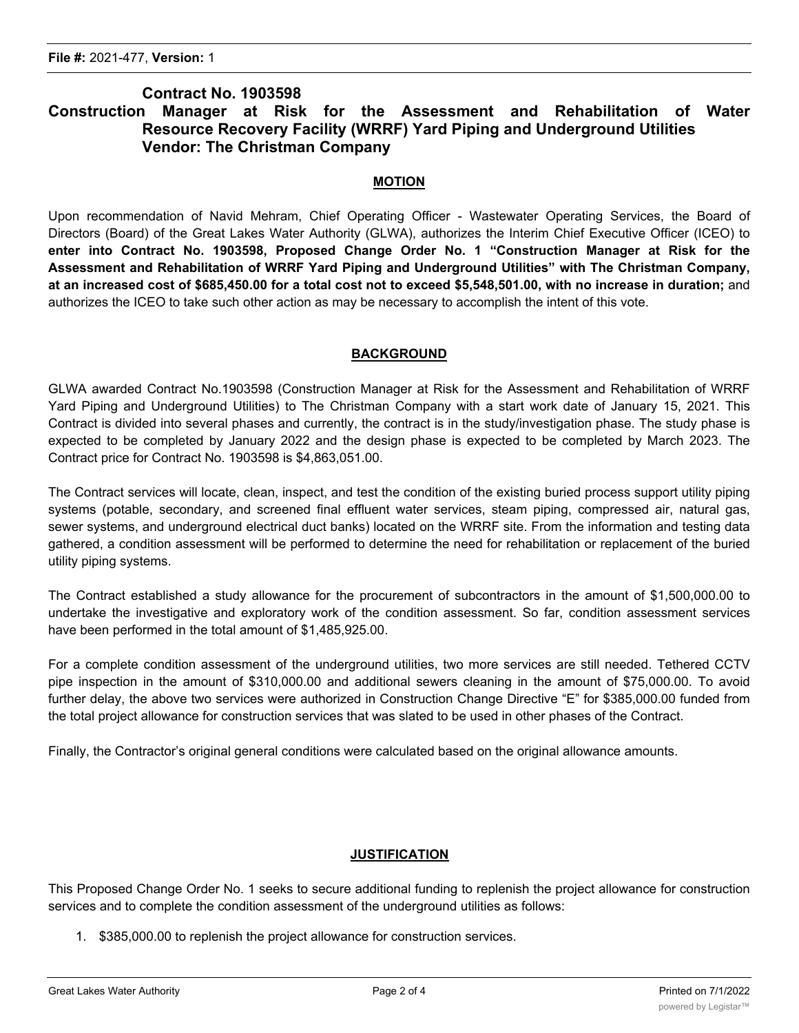File #: 2021-477, Version: 1

**Contract No. 1903598**
**Construction Manager at Risk for the Assessment and Rehabilitation of Water Resource Recovery Facility (WRRF) Yard Piping and Underground Utilities**
**Vendor: The Christman Company**

## MOTION

Upon recommendation of Navid Mehram, Chief Operating Officer - Wastewater Operating Services, the Board of Directors (Board) of the Great Lakes Water Authority (GLWA), authorizes the Interim Chief Executive Officer (ICEO) to **enter into Contract No. 1903598, Proposed Change Order No. 1 "Construction Manager at Risk for the Assessment and Rehabilitation of WRRF Yard Piping and Underground Utilities" with The Christman Company, at an increased cost of $685,450.00 for a total cost not to exceed $5,548,501.00, with no increase in duration;** and authorizes the ICEO to take such other action as may be necessary to accomplish the intent of this vote.

## BACKGROUND

GLWA awarded Contract No.1903598 (Construction Manager at Risk for the Assessment and Rehabilitation of WRRF Yard Piping and Underground Utilities) to The Christman Company with a start work date of January 15, 2021. This Contract is divided into several phases and currently, the contract is in the study/investigation phase. The study phase is expected to be completed by January 2022 and the design phase is expected to be completed by March 2023. The Contract price for Contract No. 1903598 is $4,863,051.00.

The Contract services will locate, clean, inspect, and test the condition of the existing buried process support utility piping systems (potable, secondary, and screened final effluent water services, steam piping, compressed air, natural gas, sewer systems, and underground electrical duct banks) located on the WRRF site. From the information and testing data gathered, a condition assessment will be performed to determine the need for rehabilitation or replacement of the buried utility piping systems.

The Contract established a study allowance for the procurement of subcontractors in the amount of $1,500,000.00 to undertake the investigative and exploratory work of the condition assessment. So far, condition assessment services have been performed in the total amount of $1,485,925.00.

For a complete condition assessment of the underground utilities, two more services are still needed. Tethered CCTV pipe inspection in the amount of $310,000.00 and additional sewers cleaning in the amount of $75,000.00. To avoid further delay, the above two services were authorized in Construction Change Directive "E" for $385,000.00 funded from the total project allowance for construction services that was slated to be used in other phases of the Contract.

Finally, the Contractor's original general conditions were calculated based on the original allowance amounts.

## JUSTIFICATION

This Proposed Change Order No. 1 seeks to secure additional funding to replenish the project allowance for construction services and to complete the condition assessment of the underground utilities as follows:

1. $385,000.00 to replenish the project allowance for construction services.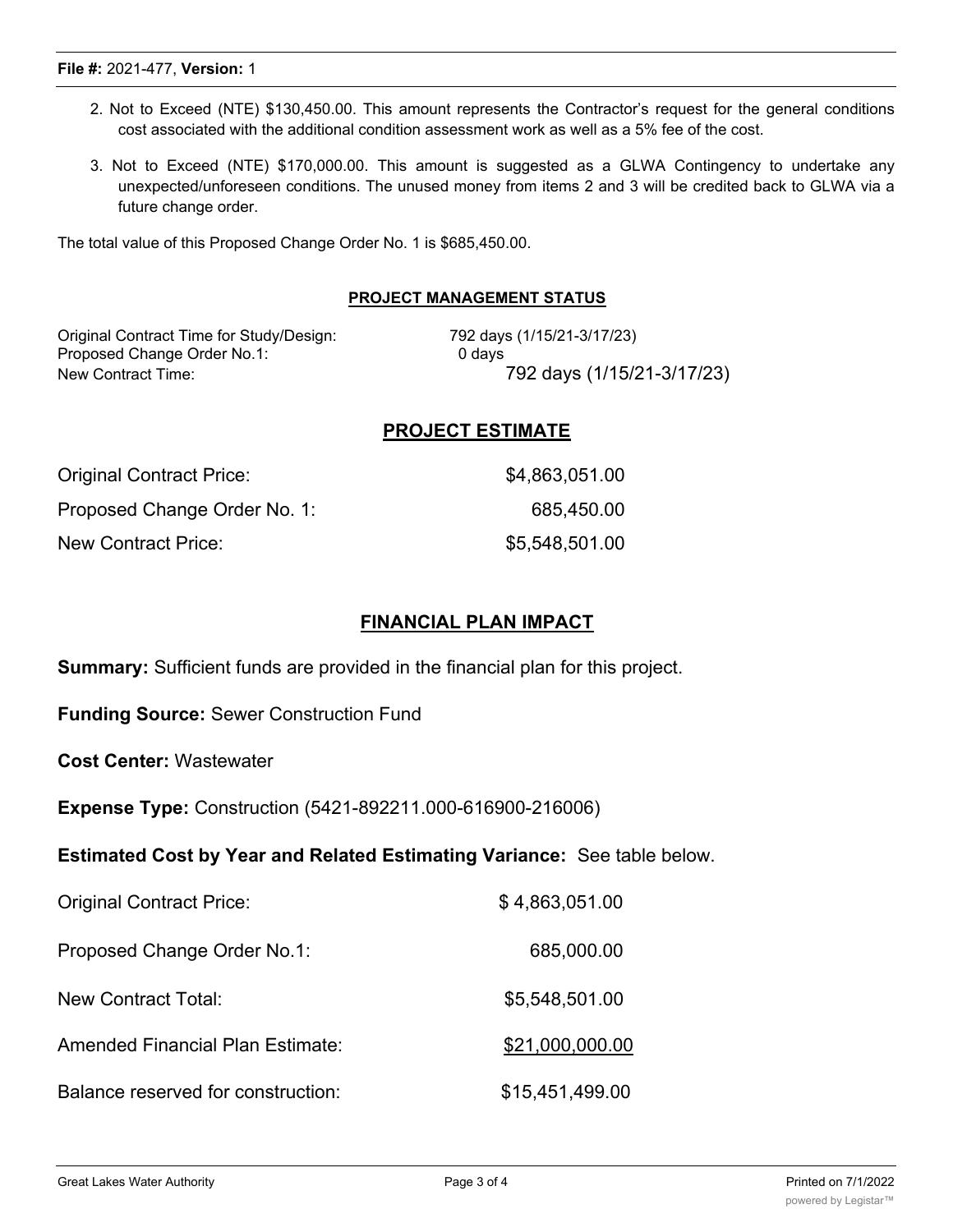2. Not to Exceed (NTE) $130,450.00. This amount represents the Contractor's request for the general conditions cost associated with the additional condition assessment work as well as a 5% fee of the cost.

3. Not to Exceed (NTE) $170,000.00. This amount is suggested as a GLWA Contingency to undertake any unexpected/unforeseen conditions. The unused money from items 2 and 3 will be credited back to GLWA via a future change order.

The total value of this Proposed Change Order No. 1 is $685,450.00.

## PROJECT MANAGEMENT STATUS

| | |
|---|---|
| Original Contract Time for Study/Design: | 792 days (1/15/21-3/17/23) |
| Proposed Change Order No.1: | 0 days |
| New Contract Time: | 792 days (1/15/21-3/17/23) |

## PROJECT ESTIMATE

| | |
|---|---|
| Original Contract Price: | $4,863,051.00 |
| Proposed Change Order No. 1: | 685,450.00 |
| New Contract Price: | $5,548,501.00 |

## FINANCIAL PLAN IMPACT

**Summary:** Sufficient funds are provided in the financial plan for this project.

**Funding Source:** Sewer Construction Fund

**Cost Center:** Wastewater

**Expense Type:** Construction (5421-892211.000-616900-216006)

**Estimated Cost by Year and Related Estimating Variance:** See table below.

| | |
|---|---|
| Original Contract Price: | $ 4,863,051.00 |
| Proposed Change Order No.1: | 685,000.00 |
| New Contract Total: | $5,548,501.00 |
| Amended Financial Plan Estimate: | $21,000,000.00 |
| Balance reserved for construction: | $15,451,499.00 |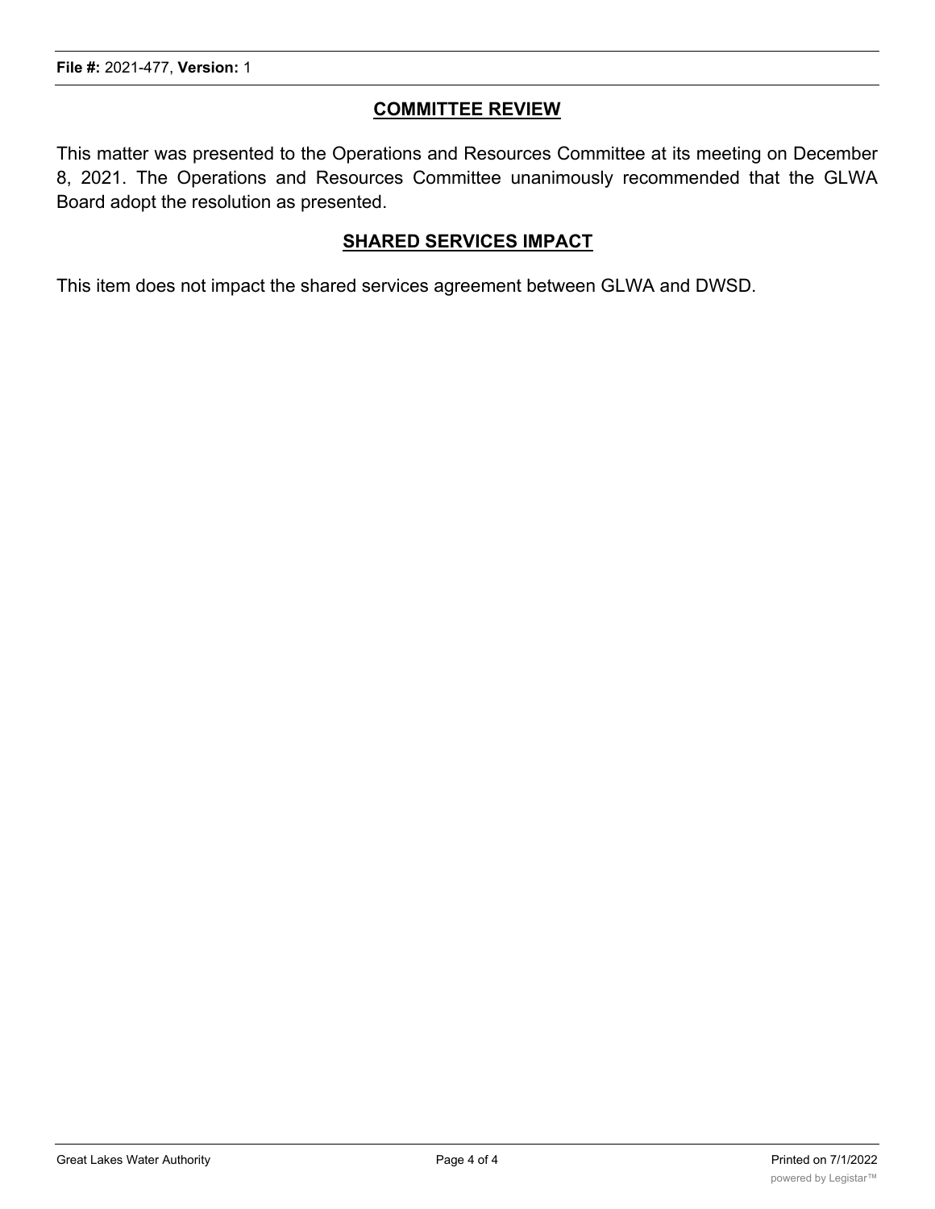## COMMITTEE REVIEW

This matter was presented to the Operations and Resources Committee at its meeting on December 8, 2021. The Operations and Resources Committee unanimously recommended that the GLWA Board adopt the resolution as presented.

## SHARED SERVICES IMPACT

This item does not impact the shared services agreement between GLWA and DWSD.